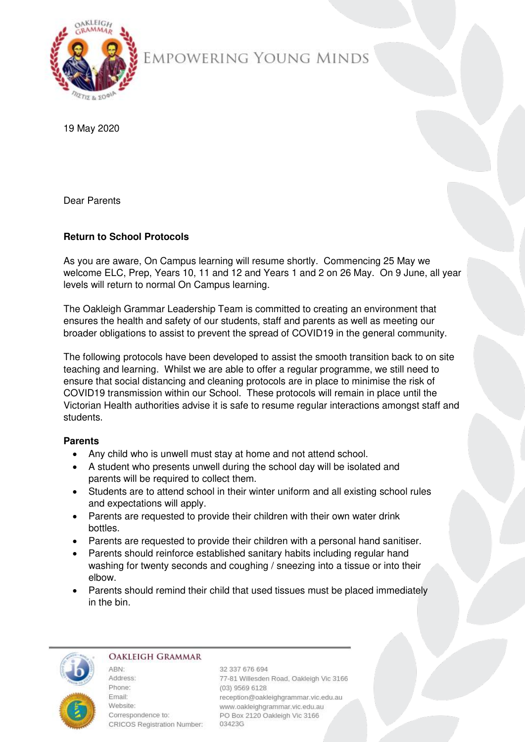EMPOWERING YOUNG MINDS

19 May 2020

Dear Parents

**Return to School Protocols**

As you are aware, On Campus learning will resume shortly. Commencing 25 May we welcome ELC, Prep, Years 10, 11 and 12 and Years 1 and 2 on 26 May. On 9 June, all year levels will return to normal On Campus learning.

The Oakleigh Grammar Leadership Team is committed to creating an environment that ensures the health and safety of our students, staff and parents as well as meeting our broader obligations to assist to prevent the spread of COVID19 in the general community.

The following protocols have been developed to assist the smooth transition back to on site teaching and learning. Whilst we are able to offer a regular programme, we still need to ensure that social distancing and cleaning protocols are in place to minimise the risk of COVID19 transmission within our School. These protocols will remain in place until the Victorian Health authorities advise it is safe to resume regular interactions amongst staff and students.

**Parents**

- Any child who is unwell must stay at home and not attend school.
- A student who presents unwell during the school day will be isolated and parents will be required to collect them.
- Students are to attend school in their winter uniform and all existing school rules and expectations will apply.
- Parents are requested to provide their children with their own water drink bottles.
- Parents are requested to provide their children with a personal hand sanitiser.
- Parents should reinforce established sanitary habits including regular hand washing for twenty seconds and coughing / sneezing into a tissue or into their elbow.
- Parents should remind their child that used tissues must be placed immediately in the bin.

OAKLEIGH GRAMMAR

ABN: 32 337 676 694
Address: 77-81 Willesden Road, Oakleigh Vic 3166
Phone: (03) 9569 6128
Email: reception@oakleighgrammar.vic.edu.au
Website: www.oakleighgrammar.vic.edu.au
Correspondence to: PO Box 2120 Oakleigh Vic 3166
CRICOS Registration Number: 03423G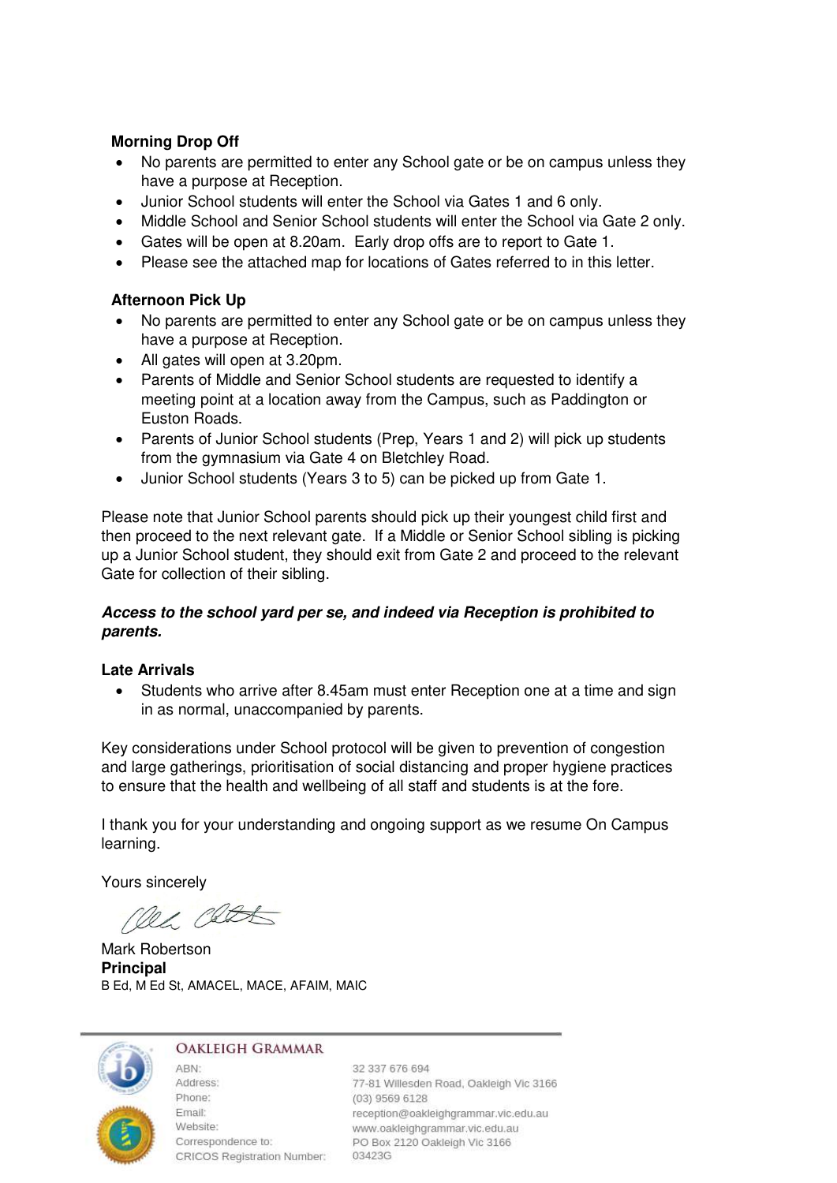**Morning Drop Off**

- No parents are permitted to enter any School gate or be on campus unless they have a purpose at Reception.
- Junior School students will enter the School via Gates 1 and 6 only.
- Middle School and Senior School students will enter the School via Gate 2 only.
- Gates will be open at 8.20am. Early drop offs are to report to Gate 1.
- Please see the attached map for locations of Gates referred to in this letter.

**Afternoon Pick Up**

- No parents are permitted to enter any School gate or be on campus unless they have a purpose at Reception.
- All gates will open at 3.20pm.
- Parents of Middle and Senior School students are requested to identify a meeting point at a location away from the Campus, such as Paddington or Euston Roads.
- Parents of Junior School students (Prep, Years 1 and 2) will pick up students from the gymnasium via Gate 4 on Bletchley Road.
- Junior School students (Years 3 to 5) can be picked up from Gate 1.

Please note that Junior School parents should pick up their youngest child first and then proceed to the next relevant gate. If a Middle or Senior School sibling is picking up a Junior School student, they should exit from Gate 2 and proceed to the relevant Gate for collection of their sibling.

***Access to the school yard per se, and indeed via Reception is prohibited to parents.***

**Late Arrivals**

- Students who arrive after 8.45am must enter Reception one at a time and sign in as normal, unaccompanied by parents.

Key considerations under School protocol will be given to prevention of congestion and large gatherings, prioritisation of social distancing and proper hygiene practices to ensure that the health and wellbeing of all staff and students is at the fore.

I thank you for your understanding and ongoing support as we resume On Campus learning.

Yours sincerely

Mark Robertson
**Principal**
B Ed, M Ed St, AMACEL, MACE, AFAIM, MAIC

OAKLEIGH GRAMMAR

| | |
|---|---|
| ABN: | 32 337 676 694 |
| Address: | 77-81 Willesden Road, Oakleigh Vic 3166 |
| Phone: | (03) 9569 6128 |
| Email: | reception@oakleighgrammar.vic.edu.au |
| Website: | www.oakleighgrammar.vic.edu.au |
| Correspondence to: | PO Box 2120 Oakleigh Vic 3166 |
| CRICOS Registration Number: | 03423G |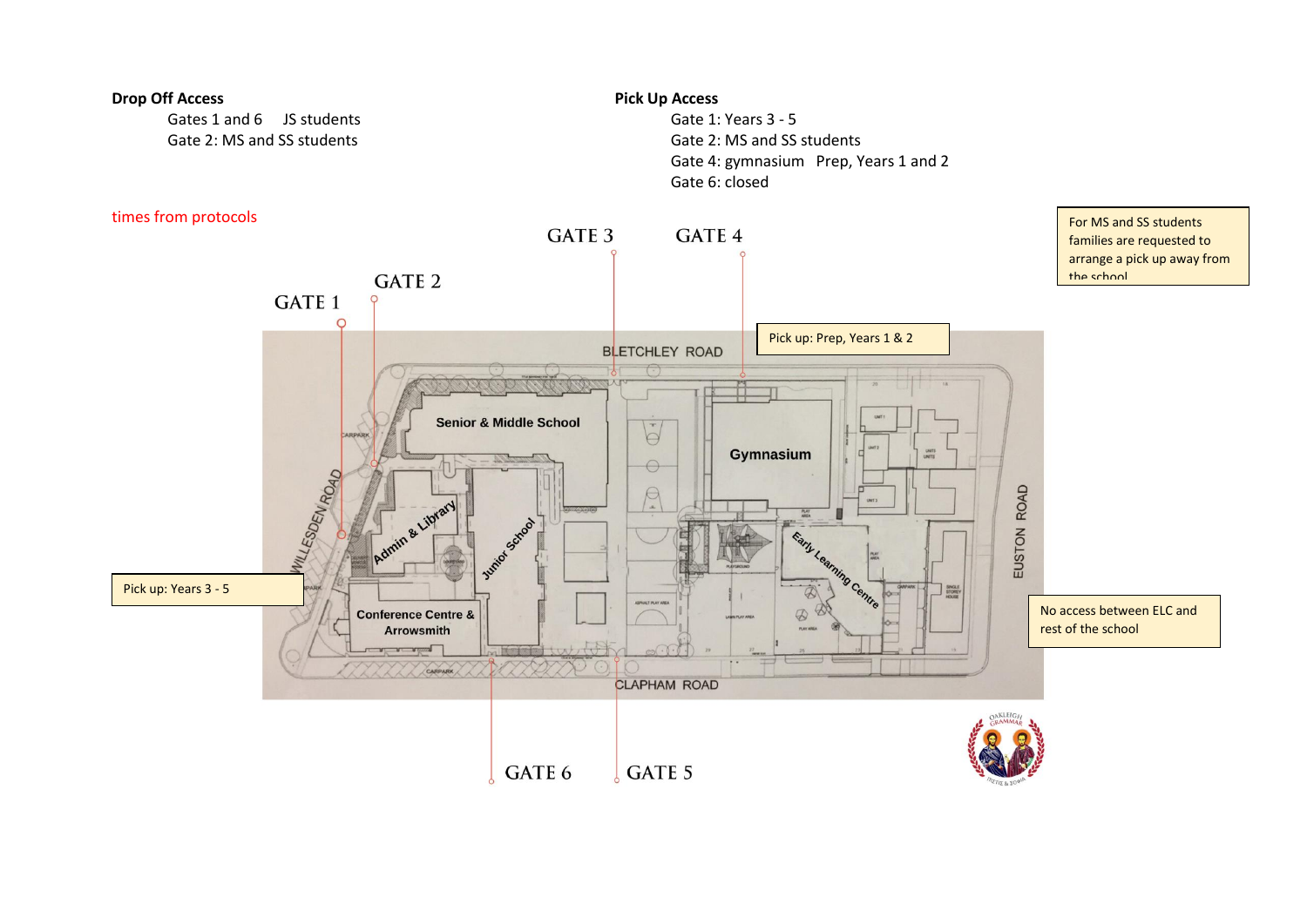**Drop Off Access**

Gates 1 and 6 JS students

Gate 2: MS and SS students

**Pick Up Access**

Gate 1: Years 3 - 5

Gate 2: MS and SS students

Gate 4: gymnasium Prep, Years 1 and 2

Gate 6: closed

times from protocols

For MS and SS students families are requested to arrange a pick up away from the school

GATE 1

GATE 2

GATE 3

GATE 4

GATE 5

GATE 6

Pick up: Prep, Years 1 & 2

Pick up: Years 3 - 5

No access between ELC and rest of the school

BLETCHLEY ROAD

CLAPHAM ROAD

WILLESDEN ROAD

EUSTON ROAD

Senior & Middle School

Gymnasium

Admin & Library

Junior School

Early Learning Centre

Conference Centre & Arrowsmith

CARPARK